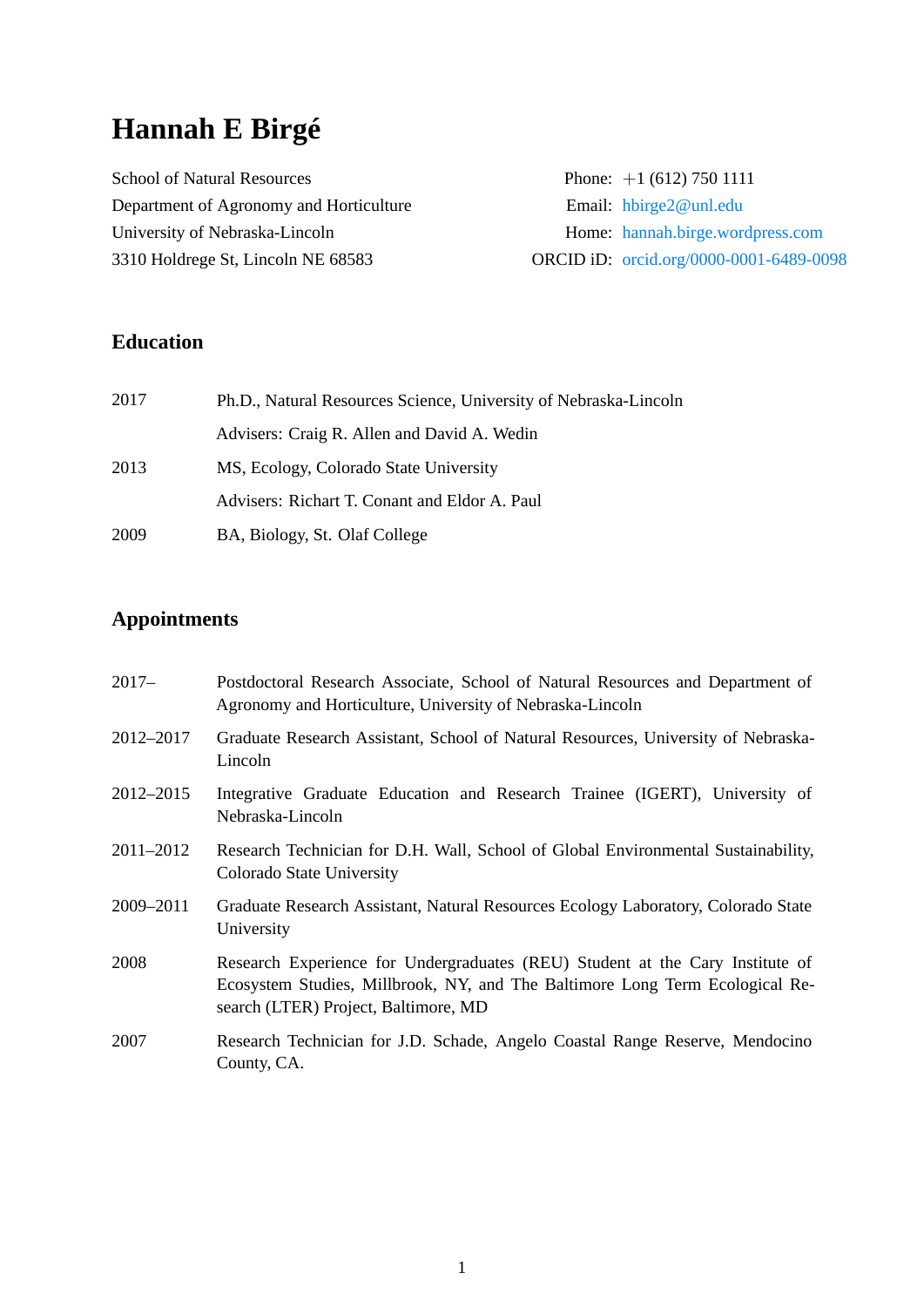# Hannah E Birgé

School of Natural Resources
Department of Agronomy and Horticulture
University of Nebraska-Lincoln
3310 Holdrege St, Lincoln NE 68583

Phone: +1 (612) 750 1111
Email: hbirge2@unl.edu
Home: hannah.birge.wordpress.com
ORCID iD: orcid.org/0000-0001-6489-0098

## Education

2017 Ph.D., Natural Resources Science, University of Nebraska-Lincoln
Advisers: Craig R. Allen and David A. Wedin

2013 MS, Ecology, Colorado State University
Advisers: Richart T. Conant and Eldor A. Paul

2009 BA, Biology, St. Olaf College

## Appointments

2017– Postdoctoral Research Associate, School of Natural Resources and Department of Agronomy and Horticulture, University of Nebraska-Lincoln

2012–2017 Graduate Research Assistant, School of Natural Resources, University of Nebraska-Lincoln

2012–2015 Integrative Graduate Education and Research Trainee (IGERT), University of Nebraska-Lincoln

2011–2012 Research Technician for D.H. Wall, School of Global Environmental Sustainability, Colorado State University

2009–2011 Graduate Research Assistant, Natural Resources Ecology Laboratory, Colorado State University

2008 Research Experience for Undergraduates (REU) Student at the Cary Institute of Ecosystem Studies, Millbrook, NY, and The Baltimore Long Term Ecological Research (LTER) Project, Baltimore, MD

2007 Research Technician for J.D. Schade, Angelo Coastal Range Reserve, Mendocino County, CA.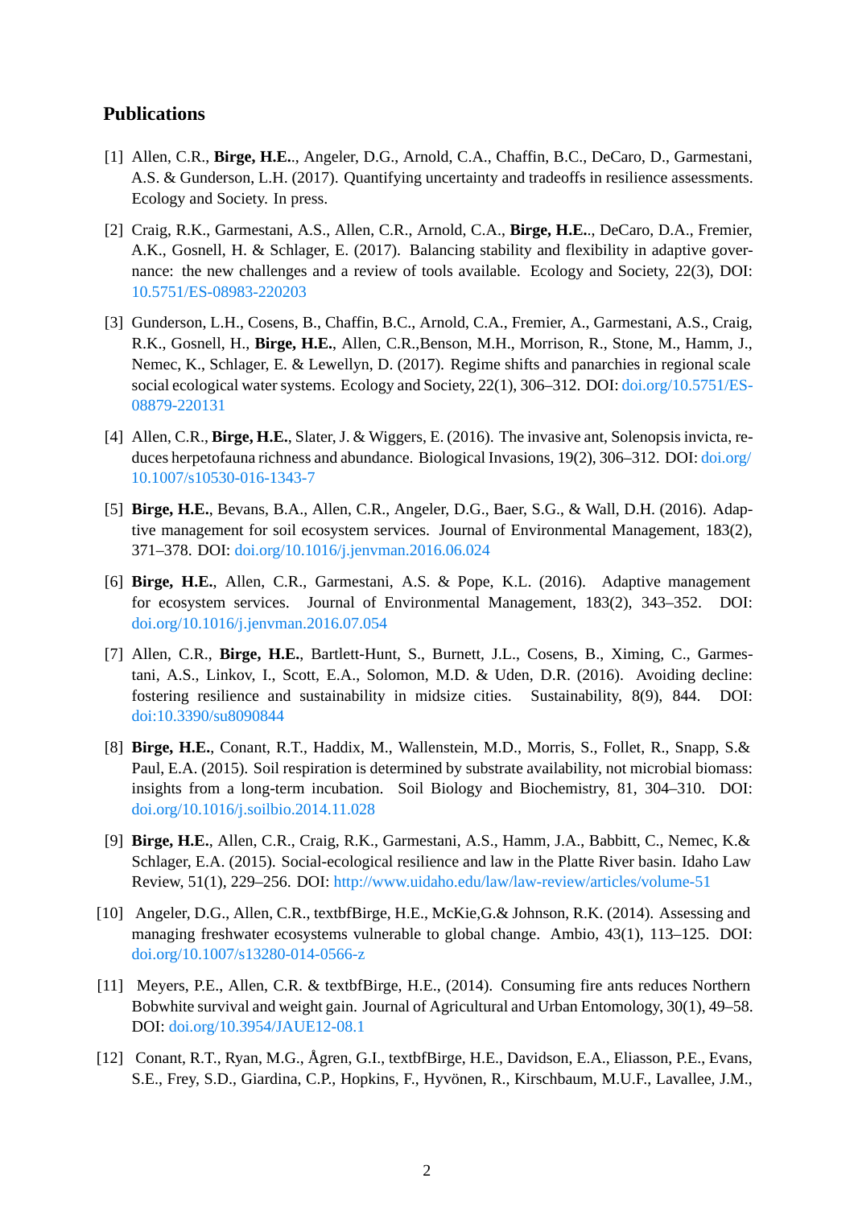## Publications

[1] Allen, C.R., **Birge, H.E.**., Angeler, D.G., Arnold, C.A., Chaffin, B.C., DeCaro, D., Garmestani, A.S. & Gunderson, L.H. (2017). Quantifying uncertainty and tradeoffs in resilience assessments. Ecology and Society. In press.

[2] Craig, R.K., Garmestani, A.S., Allen, C.R., Arnold, C.A., **Birge, H.E.**., DeCaro, D.A., Fremier, A.K., Gosnell, H. & Schlager, E. (2017). Balancing stability and flexibility in adaptive governance: the new challenges and a review of tools available. Ecology and Society, 22(3), DOI: 10.5751/ES-08983-220203

[3] Gunderson, L.H., Cosens, B., Chaffin, B.C., Arnold, C.A., Fremier, A., Garmestani, A.S., Craig, R.K., Gosnell, H., **Birge, H.E.**, Allen, C.R.,Benson, M.H., Morrison, R., Stone, M., Hamm, J., Nemec, K., Schlager, E. & Lewellyn, D. (2017). Regime shifts and panarchies in regional scale social ecological water systems. Ecology and Society, 22(1), 306–312. DOI: doi.org/10.5751/ES-08879-220131

[4] Allen, C.R., **Birge, H.E.**, Slater, J. & Wiggers, E. (2016). The invasive ant, Solenopsis invicta, reduces herpetofauna richness and abundance. Biological Invasions, 19(2), 306–312. DOI: doi.org/10.1007/s10530-016-1343-7

[5] **Birge, H.E.**, Bevans, B.A., Allen, C.R., Angeler, D.G., Baer, S.G., & Wall, D.H. (2016). Adaptive management for soil ecosystem services. Journal of Environmental Management, 183(2), 371–378. DOI: doi.org/10.1016/j.jenvman.2016.06.024

[6] **Birge, H.E.**, Allen, C.R., Garmestani, A.S. & Pope, K.L. (2016). Adaptive management for ecosystem services. Journal of Environmental Management, 183(2), 343–352. DOI: doi.org/10.1016/j.jenvman.2016.07.054

[7] Allen, C.R., **Birge, H.E.**, Bartlett-Hunt, S., Burnett, J.L., Cosens, B., Ximing, C., Garmestani, A.S., Linkov, I., Scott, E.A., Solomon, M.D. & Uden, D.R. (2016). Avoiding decline: fostering resilience and sustainability in midsize cities. Sustainability, 8(9), 844. DOI: doi:10.3390/su8090844

[8] **Birge, H.E.**, Conant, R.T., Haddix, M., Wallenstein, M.D., Morris, S., Follet, R., Snapp, S.& Paul, E.A. (2015). Soil respiration is determined by substrate availability, not microbial biomass: insights from a long-term incubation. Soil Biology and Biochemistry, 81, 304–310. DOI: doi.org/10.1016/j.soilbio.2014.11.028

[9] **Birge, H.E.**, Allen, C.R., Craig, R.K., Garmestani, A.S., Hamm, J.A., Babbitt, C., Nemec, K.& Schlager, E.A. (2015). Social-ecological resilience and law in the Platte River basin. Idaho Law Review, 51(1), 229–256. DOI: http://www.uidaho.edu/law/law-review/articles/volume-51

[10] Angeler, D.G., Allen, C.R., textbfBirge, H.E., McKie,G.& Johnson, R.K. (2014). Assessing and managing freshwater ecosystems vulnerable to global change. Ambio, 43(1), 113–125. DOI: doi.org/10.1007/s13280-014-0566-z

[11] Meyers, P.E., Allen, C.R. & textbfBirge, H.E., (2014). Consuming fire ants reduces Northern Bobwhite survival and weight gain. Journal of Agricultural and Urban Entomology, 30(1), 49–58. DOI: doi.org/10.3954/JAUE12-08.1

[12] Conant, R.T., Ryan, M.G., Ågren, G.I., textbfBirge, H.E., Davidson, E.A., Eliasson, P.E., Evans, S.E., Frey, S.D., Giardina, C.P., Hopkins, F., Hyvönen, R., Kirschbaum, M.U.F., Lavallee, J.M.,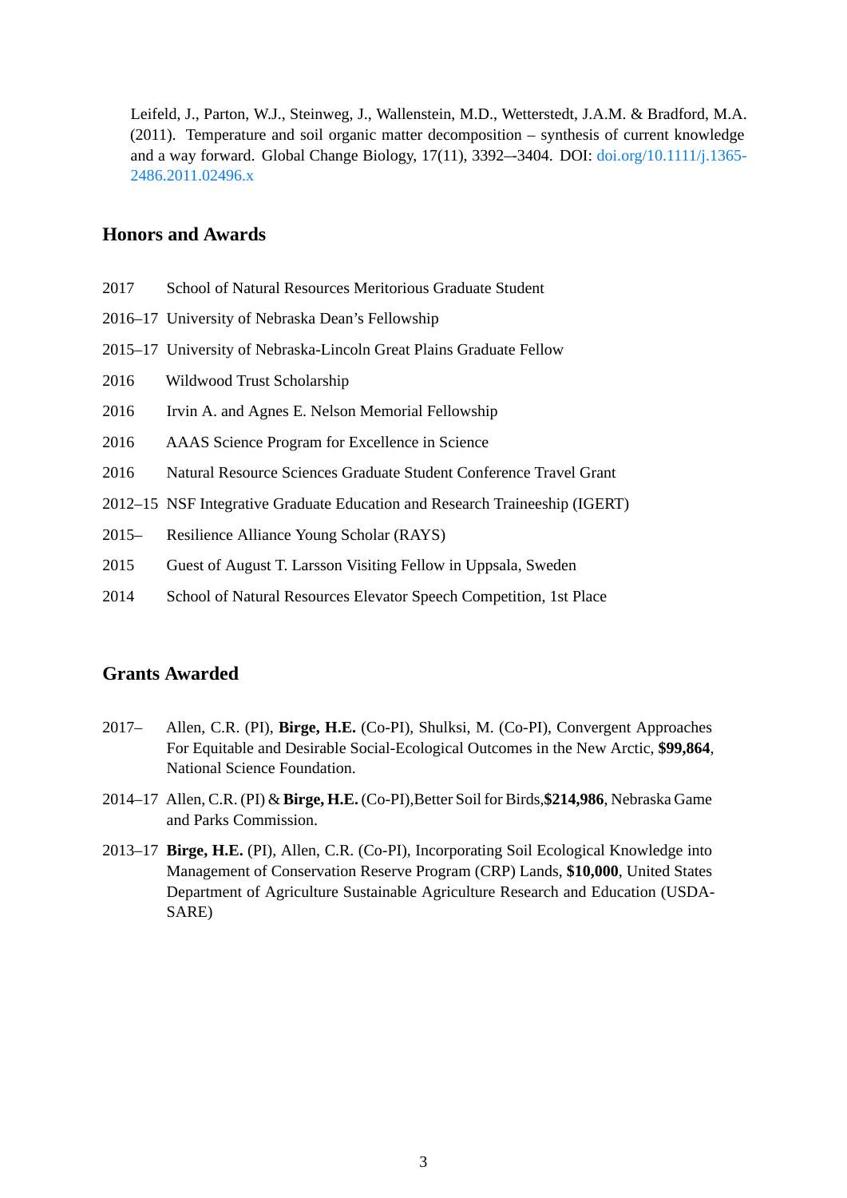Leifeld, J., Parton, W.J., Steinweg, J., Wallenstein, M.D., Wetterstedt, J.A.M. & Bradford, M.A. (2011). Temperature and soil organic matter decomposition – synthesis of current knowledge and a way forward. Global Change Biology, 17(11), 3392–-3404. DOI: doi.org/10.1111/j.1365-2486.2011.02496.x

## Honors and Awards

2017 School of Natural Resources Meritorious Graduate Student

2016–17 University of Nebraska Dean's Fellowship

2015–17 University of Nebraska-Lincoln Great Plains Graduate Fellow

2016 Wildwood Trust Scholarship

2016 Irvin A. and Agnes E. Nelson Memorial Fellowship

2016 AAAS Science Program for Excellence in Science

2016 Natural Resource Sciences Graduate Student Conference Travel Grant

2012–15 NSF Integrative Graduate Education and Research Traineeship (IGERT)

2015– Resilience Alliance Young Scholar (RAYS)

2015 Guest of August T. Larsson Visiting Fellow in Uppsala, Sweden

2014 School of Natural Resources Elevator Speech Competition, 1st Place

## Grants Awarded

2017– Allen, C.R. (PI), **Birge, H.E.** (Co-PI), Shulksi, M. (Co-PI), Convergent Approaches For Equitable and Desirable Social-Ecological Outcomes in the New Arctic, **$99,864**, National Science Foundation.

2014–17 Allen, C.R. (PI) & **Birge, H.E.** (Co-PI),Better Soil for Birds,**$214,986**, Nebraska Game and Parks Commission.

2013–17 **Birge, H.E.** (PI), Allen, C.R. (Co-PI), Incorporating Soil Ecological Knowledge into Management of Conservation Reserve Program (CRP) Lands, **$10,000**, United States Department of Agriculture Sustainable Agriculture Research and Education (USDA-SARE)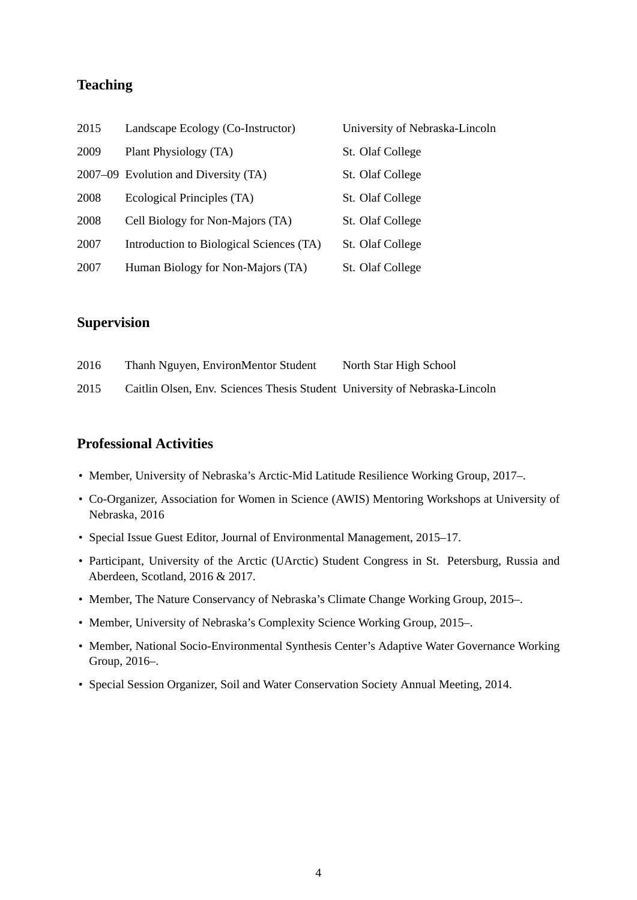## Teaching

| | | |
|---|---|---|
| 2015 | Landscape Ecology (Co-Instructor) | University of Nebraska-Lincoln |
| 2009 | Plant Physiology (TA) | St. Olaf College |
| 2007–09 | Evolution and Diversity (TA) | St. Olaf College |
| 2008 | Ecological Principles (TA) | St. Olaf College |
| 2008 | Cell Biology for Non-Majors (TA) | St. Olaf College |
| 2007 | Introduction to Biological Sciences (TA) | St. Olaf College |
| 2007 | Human Biology for Non-Majors (TA) | St. Olaf College |

## Supervision

| | | |
|---|---|---|
| 2016 | Thanh Nguyen, EnvironMentor Student | North Star High School |
| 2015 | Caitlin Olsen, Env. Sciences Thesis Student | University of Nebraska-Lincoln |

## Professional Activities

- Member, University of Nebraska's Arctic-Mid Latitude Resilience Working Group, 2017–.
- Co-Organizer, Association for Women in Science (AWIS) Mentoring Workshops at University of Nebraska, 2016
- Special Issue Guest Editor, Journal of Environmental Management, 2015–17.
- Participant, University of the Arctic (UArctic) Student Congress in St. Petersburg, Russia and Aberdeen, Scotland, 2016 & 2017.
- Member, The Nature Conservancy of Nebraska's Climate Change Working Group, 2015–.
- Member, University of Nebraska's Complexity Science Working Group, 2015–.
- Member, National Socio-Environmental Synthesis Center's Adaptive Water Governance Working Group, 2016–.
- Special Session Organizer, Soil and Water Conservation Society Annual Meeting, 2014.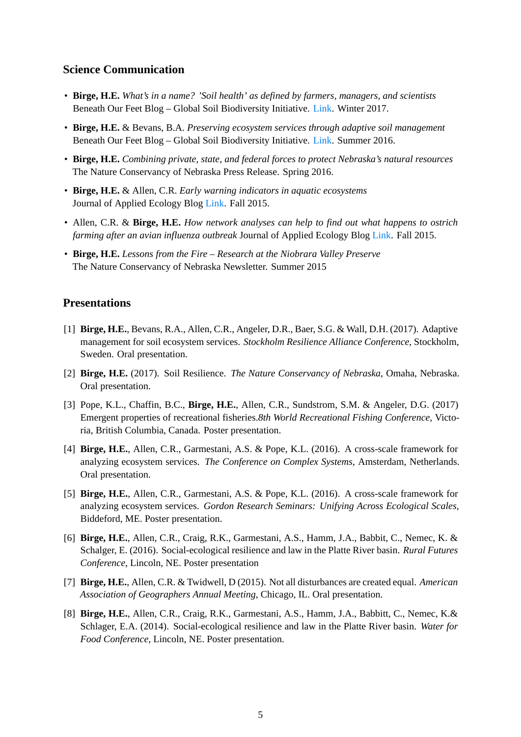## Science Communication

- **Birge, H.E.** *What's in a name? 'Soil health' as defined by farmers, managers, and scientists* Beneath Our Feet Blog – Global Soil Biodiversity Initiative. Link. Winter 2017.
- **Birge, H.E.** & Bevans, B.A. *Preserving ecosystem services through adaptive soil management* Beneath Our Feet Blog – Global Soil Biodiversity Initiative. Link. Summer 2016.
- **Birge, H.E.** *Combining private, state, and federal forces to protect Nebraska's natural resources* The Nature Conservancy of Nebraska Press Release. Spring 2016.
- **Birge, H.E.** & Allen, C.R. *Early warning indicators in aquatic ecosystems* Journal of Applied Ecology Blog Link. Fall 2015.
- Allen, C.R. & **Birge, H.E.** *How network analyses can help to find out what happens to ostrich farming after an avian influenza outbreak* Journal of Applied Ecology Blog Link. Fall 2015.
- **Birge, H.E.** *Lessons from the Fire – Research at the Niobrara Valley Preserve* The Nature Conservancy of Nebraska Newsletter. Summer 2015

## Presentations

[1] **Birge, H.E.**, Bevans, R.A., Allen, C.R., Angeler, D.R., Baer, S.G. & Wall, D.H. (2017). Adaptive management for soil ecosystem services. *Stockholm Resilience Alliance Conference*, Stockholm, Sweden. Oral presentation.

[2] **Birge, H.E.** (2017). Soil Resilience. *The Nature Conservancy of Nebraska*, Omaha, Nebraska. Oral presentation.

[3] Pope, K.L., Chaffin, B.C., **Birge, H.E.**, Allen, C.R., Sundstrom, S.M. & Angeler, D.G. (2017) Emergent properties of recreational fisheries.*8th World Recreational Fishing Conference*, Victoria, British Columbia, Canada. Poster presentation.

[4] **Birge, H.E.**, Allen, C.R., Garmestani, A.S. & Pope, K.L. (2016). A cross-scale framework for analyzing ecosystem services. *The Conference on Complex Systems*, Amsterdam, Netherlands. Oral presentation.

[5] **Birge, H.E.**, Allen, C.R., Garmestani, A.S. & Pope, K.L. (2016). A cross-scale framework for analyzing ecosystem services. *Gordon Research Seminars: Unifying Across Ecological Scales*, Biddeford, ME. Poster presentation.

[6] **Birge, H.E.**, Allen, C.R., Craig, R.K., Garmestani, A.S., Hamm, J.A., Babbit, C., Nemec, K. & Schalger, E. (2016). Social-ecological resilience and law in the Platte River basin. *Rural Futures Conference*, Lincoln, NE. Poster presentation

[7] **Birge, H.E.**, Allen, C.R. & Twidwell, D (2015). Not all disturbances are created equal. *American Association of Geographers Annual Meeting*, Chicago, IL. Oral presentation.

[8] **Birge, H.E.**, Allen, C.R., Craig, R.K., Garmestani, A.S., Hamm, J.A., Babbitt, C., Nemec, K.& Schlager, E.A. (2014). Social-ecological resilience and law in the Platte River basin. *Water for Food Conference*, Lincoln, NE. Poster presentation.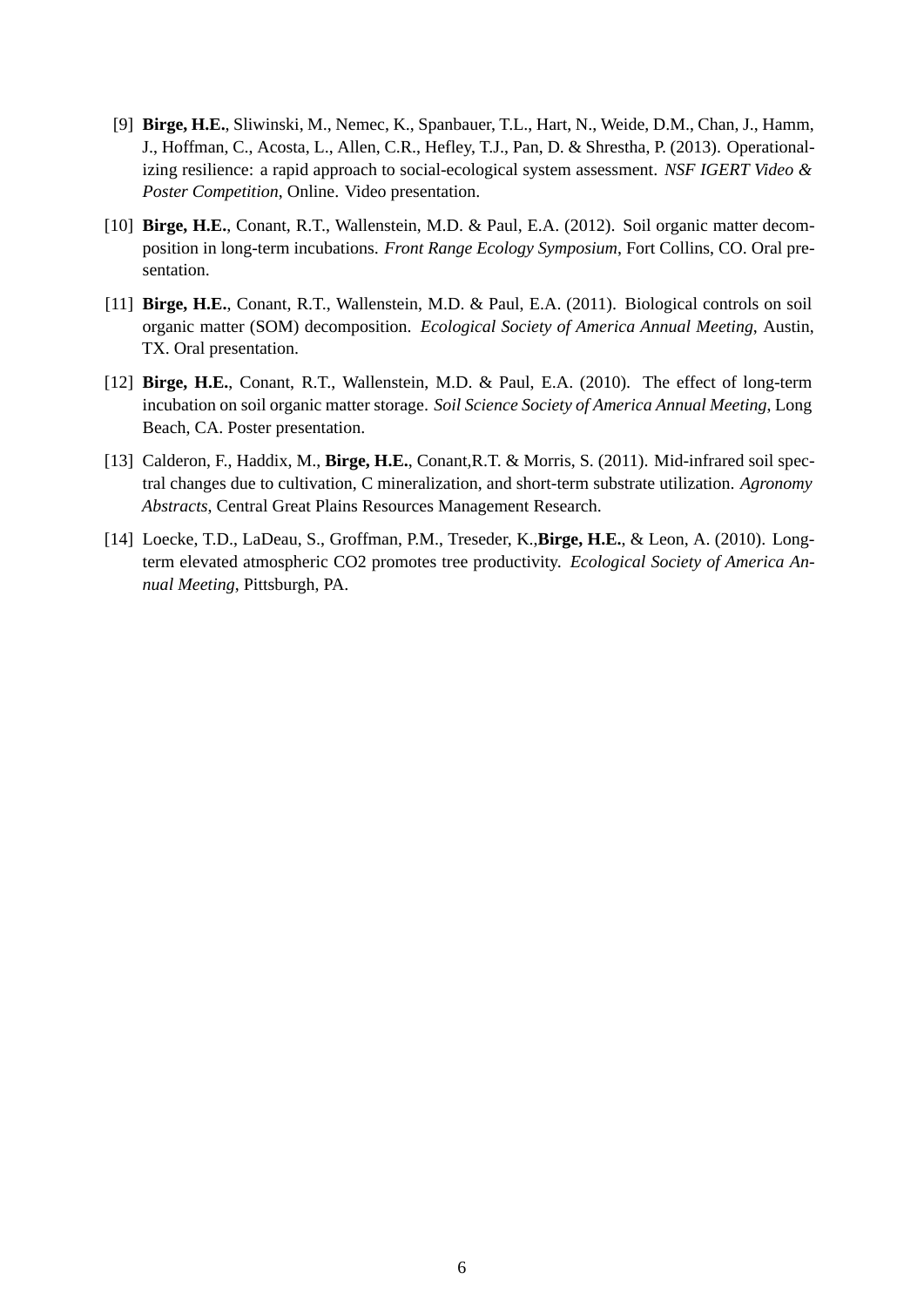[9] **Birge, H.E.**, Sliwinski, M., Nemec, K., Spanbauer, T.L., Hart, N., Weide, D.M., Chan, J., Hamm, J., Hoffman, C., Acosta, L., Allen, C.R., Hefley, T.J., Pan, D. & Shrestha, P. (2013). Operationalizing resilience: a rapid approach to social-ecological system assessment. *NSF IGERT Video & Poster Competition*, Online. Video presentation.

[10] **Birge, H.E.**, Conant, R.T., Wallenstein, M.D. & Paul, E.A. (2012). Soil organic matter decomposition in long-term incubations. *Front Range Ecology Symposium*, Fort Collins, CO. Oral presentation.

[11] **Birge, H.E.**, Conant, R.T., Wallenstein, M.D. & Paul, E.A. (2011). Biological controls on soil organic matter (SOM) decomposition. *Ecological Society of America Annual Meeting*, Austin, TX. Oral presentation.

[12] **Birge, H.E.**, Conant, R.T., Wallenstein, M.D. & Paul, E.A. (2010). The effect of long-term incubation on soil organic matter storage. *Soil Science Society of America Annual Meeting*, Long Beach, CA. Poster presentation.

[13] Calderon, F., Haddix, M., **Birge, H.E.**, Conant,R.T. & Morris, S. (2011). Mid-infrared soil spectral changes due to cultivation, C mineralization, and short-term substrate utilization. *Agronomy Abstracts*, Central Great Plains Resources Management Research.

[14] Loecke, T.D., LaDeau, S., Groffman, P.M., Treseder, K.,**Birge, H.E.**, & Leon, A. (2010). Long-term elevated atmospheric $CO_2$ promotes tree productivity. *Ecological Society of America Annual Meeting*, Pittsburgh, PA.